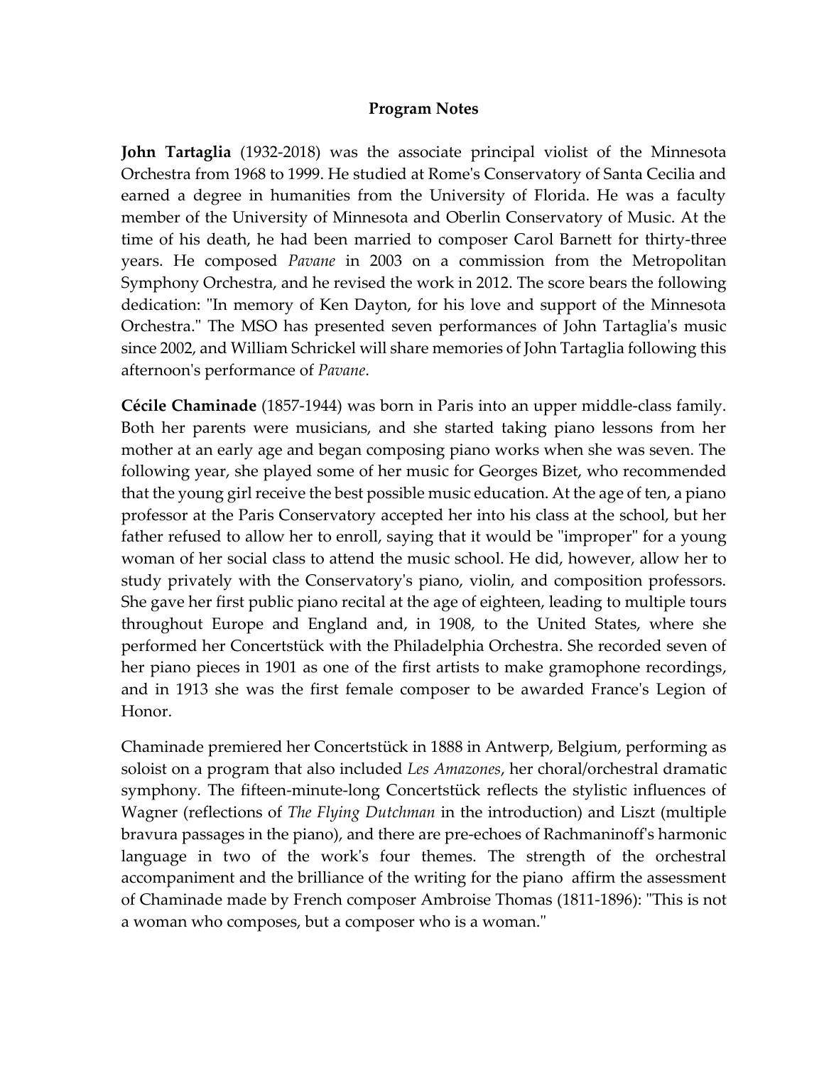## Program Notes

**John Tartaglia** (1932-2018) was the associate principal violist of the Minnesota Orchestra from 1968 to 1999. He studied at Rome's Conservatory of Santa Cecilia and earned a degree in humanities from the University of Florida. He was a faculty member of the University of Minnesota and Oberlin Conservatory of Music. At the time of his death, he had been married to composer Carol Barnett for thirty-three years. He composed *Pavane* in 2003 on a commission from the Metropolitan Symphony Orchestra, and he revised the work in 2012. The score bears the following dedication: "In memory of Ken Dayton, for his love and support of the Minnesota Orchestra." The MSO has presented seven performances of John Tartaglia's music since 2002, and William Schrickel will share memories of John Tartaglia following this afternoon's performance of *Pavane*.

**Cécile Chaminade** (1857-1944) was born in Paris into an upper middle-class family. Both her parents were musicians, and she started taking piano lessons from her mother at an early age and began composing piano works when she was seven. The following year, she played some of her music for Georges Bizet, who recommended that the young girl receive the best possible music education. At the age of ten, a piano professor at the Paris Conservatory accepted her into his class at the school, but her father refused to allow her to enroll, saying that it would be "improper" for a young woman of her social class to attend the music school. He did, however, allow her to study privately with the Conservatory's piano, violin, and composition professors. She gave her first public piano recital at the age of eighteen, leading to multiple tours throughout Europe and England and, in 1908, to the United States, where she performed her Concertstück with the Philadelphia Orchestra. She recorded seven of her piano pieces in 1901 as one of the first artists to make gramophone recordings, and in 1913 she was the first female composer to be awarded France's Legion of Honor.

Chaminade premiered her Concertstück in 1888 in Antwerp, Belgium, performing as soloist on a program that also included *Les Amazones*, her choral/orchestral dramatic symphony. The fifteen-minute-long Concertstück reflects the stylistic influences of Wagner (reflections of *The Flying Dutchman* in the introduction) and Liszt (multiple bravura passages in the piano), and there are pre-echoes of Rachmaninoff's harmonic language in two of the work's four themes. The strength of the orchestral accompaniment and the brilliance of the writing for the piano affirm the assessment of Chaminade made by French composer Ambroise Thomas (1811-1896): "This is not a woman who composes, but a composer who is a woman."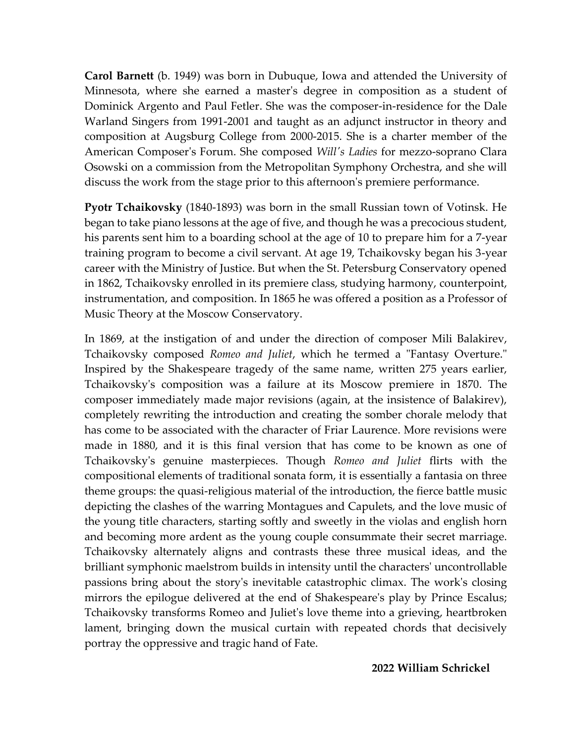**Carol Barnett** (b. 1949) was born in Dubuque, Iowa and attended the University of Minnesota, where she earned a master's degree in composition as a student of Dominick Argento and Paul Fetler. She was the composer-in-residence for the Dale Warland Singers from 1991-2001 and taught as an adjunct instructor in theory and composition at Augsburg College from 2000-2015. She is a charter member of the American Composer's Forum. She composed *Will's Ladies* for mezzo-soprano Clara Osowski on a commission from the Metropolitan Symphony Orchestra, and she will discuss the work from the stage prior to this afternoon's premiere performance.

**Pyotr Tchaikovsky** (1840-1893) was born in the small Russian town of Votinsk. He began to take piano lessons at the age of five, and though he was a precocious student, his parents sent him to a boarding school at the age of 10 to prepare him for a 7-year training program to become a civil servant. At age 19, Tchaikovsky began his 3-year career with the Ministry of Justice. But when the St. Petersburg Conservatory opened in 1862, Tchaikovsky enrolled in its premiere class, studying harmony, counterpoint, instrumentation, and composition. In 1865 he was offered a position as a Professor of Music Theory at the Moscow Conservatory.

In 1869, at the instigation of and under the direction of composer Mili Balakirev, Tchaikovsky composed *Romeo and Juliet*, which he termed a "Fantasy Overture." Inspired by the Shakespeare tragedy of the same name, written 275 years earlier, Tchaikovsky's composition was a failure at its Moscow premiere in 1870. The composer immediately made major revisions (again, at the insistence of Balakirev), completely rewriting the introduction and creating the somber chorale melody that has come to be associated with the character of Friar Laurence. More revisions were made in 1880, and it is this final version that has come to be known as one of Tchaikovsky's genuine masterpieces. Though *Romeo and Juliet* flirts with the compositional elements of traditional sonata form, it is essentially a fantasia on three theme groups: the quasi-religious material of the introduction, the fierce battle music depicting the clashes of the warring Montagues and Capulets, and the love music of the young title characters, starting softly and sweetly in the violas and english horn and becoming more ardent as the young couple consummate their secret marriage. Tchaikovsky alternately aligns and contrasts these three musical ideas, and the brilliant symphonic maelstrom builds in intensity until the characters' uncontrollable passions bring about the story's inevitable catastrophic climax. The work's closing mirrors the epilogue delivered at the end of Shakespeare's play by Prince Escalus; Tchaikovsky transforms Romeo and Juliet's love theme into a grieving, heartbroken lament, bringing down the musical curtain with repeated chords that decisively portray the oppressive and tragic hand of Fate.

**2022 William Schrickel**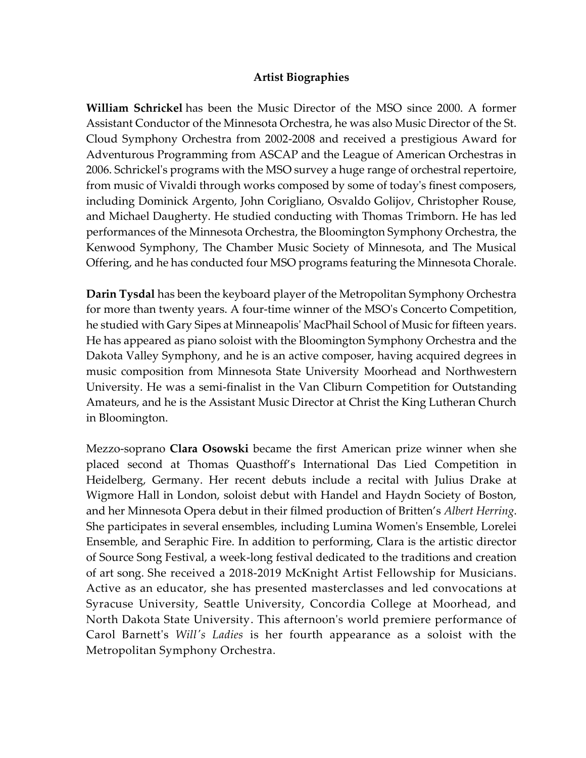## Artist Biographies

**William Schrickel** has been the Music Director of the MSO since 2000. A former Assistant Conductor of the Minnesota Orchestra, he was also Music Director of the St. Cloud Symphony Orchestra from 2002-2008 and received a prestigious Award for Adventurous Programming from ASCAP and the League of American Orchestras in 2006. Schrickel's programs with the MSO survey a huge range of orchestral repertoire, from music of Vivaldi through works composed by some of today's finest composers, including Dominick Argento, John Corigliano, Osvaldo Golijov, Christopher Rouse, and Michael Daugherty. He studied conducting with Thomas Trimborn. He has led performances of the Minnesota Orchestra, the Bloomington Symphony Orchestra, the Kenwood Symphony, The Chamber Music Society of Minnesota, and The Musical Offering, and he has conducted four MSO programs featuring the Minnesota Chorale.

**Darin Tysdal** has been the keyboard player of the Metropolitan Symphony Orchestra for more than twenty years. A four-time winner of the MSO's Concerto Competition, he studied with Gary Sipes at Minneapolis' MacPhail School of Music for fifteen years. He has appeared as piano soloist with the Bloomington Symphony Orchestra and the Dakota Valley Symphony, and he is an active composer, having acquired degrees in music composition from Minnesota State University Moorhead and Northwestern University. He was a semi-finalist in the Van Cliburn Competition for Outstanding Amateurs, and he is the Assistant Music Director at Christ the King Lutheran Church in Bloomington.

Mezzo-soprano **Clara Osowski** became the first American prize winner when she placed second at Thomas Quasthoff's International Das Lied Competition in Heidelberg, Germany. Her recent debuts include a recital with Julius Drake at Wigmore Hall in London, soloist debut with Handel and Haydn Society of Boston, and her Minnesota Opera debut in their filmed production of Britten's *Albert Herring*. She participates in several ensembles, including Lumina Women's Ensemble, Lorelei Ensemble, and Seraphic Fire. In addition to performing, Clara is the artistic director of Source Song Festival, a week-long festival dedicated to the traditions and creation of art song. She received a 2018-2019 McKnight Artist Fellowship for Musicians. Active as an educator, she has presented masterclasses and led convocations at Syracuse University, Seattle University, Concordia College at Moorhead, and North Dakota State University. This afternoon's world premiere performance of Carol Barnett's *Will's Ladies* is her fourth appearance as a soloist with the Metropolitan Symphony Orchestra.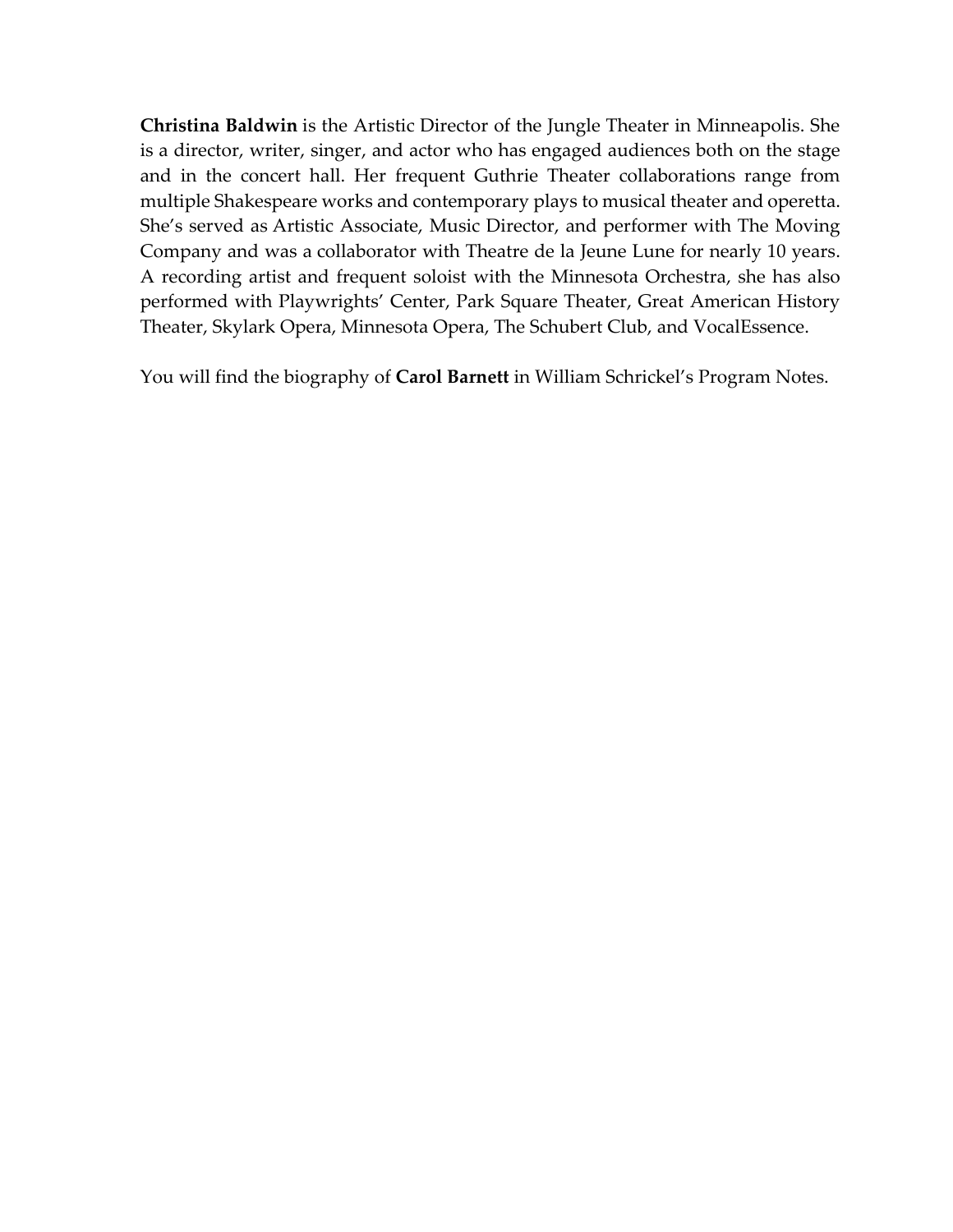**Christina Baldwin** is the Artistic Director of the Jungle Theater in Minneapolis. She is a director, writer, singer, and actor who has engaged audiences both on the stage and in the concert hall. Her frequent Guthrie Theater collaborations range from multiple Shakespeare works and contemporary plays to musical theater and operetta. She's served as Artistic Associate, Music Director, and performer with The Moving Company and was a collaborator with Theatre de la Jeune Lune for nearly 10 years. A recording artist and frequent soloist with the Minnesota Orchestra, she has also performed with Playwrights' Center, Park Square Theater, Great American History Theater, Skylark Opera, Minnesota Opera, The Schubert Club, and VocalEssence.

You will find the biography of **Carol Barnett** in William Schrickel's Program Notes.